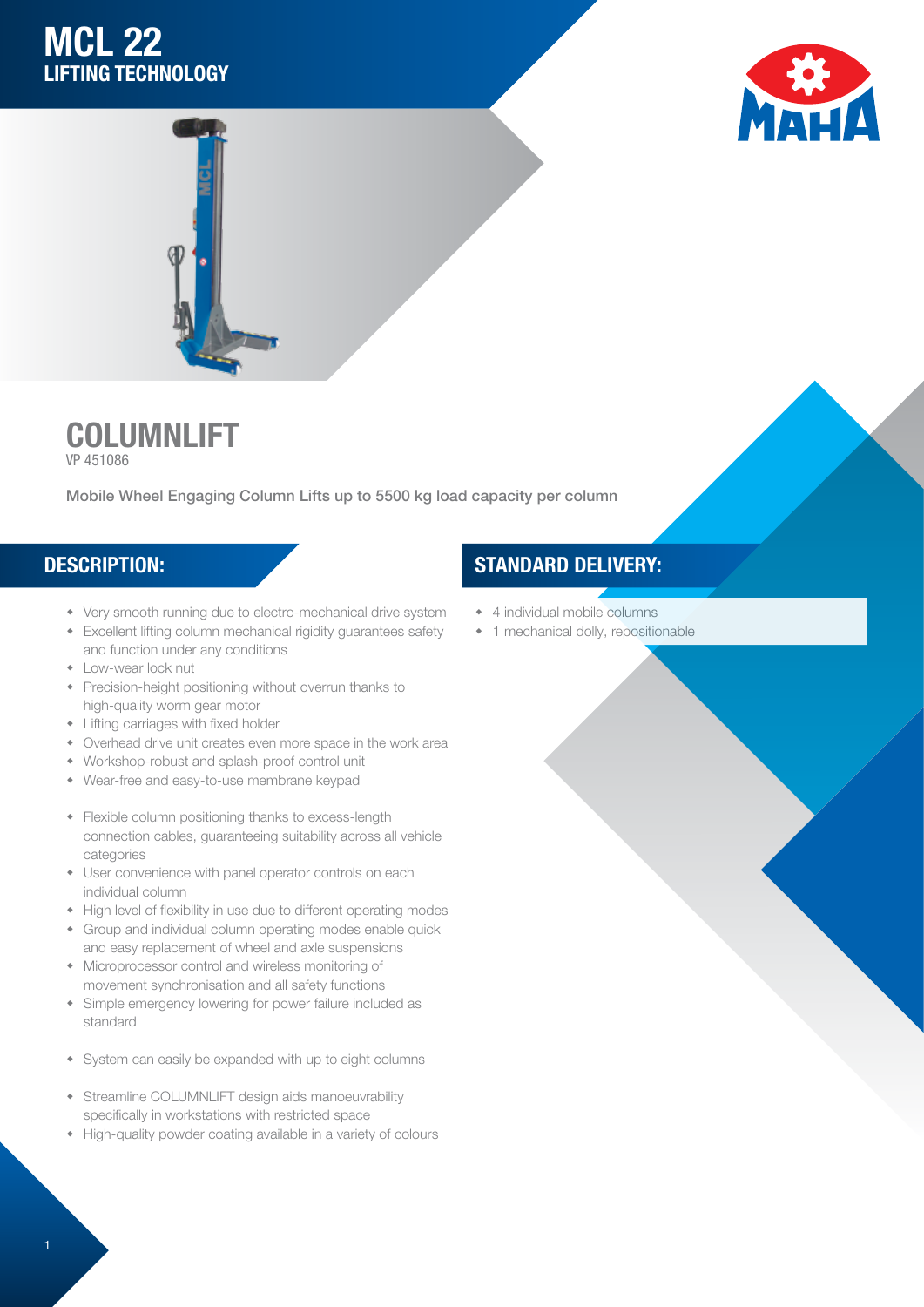# MCL 22
## LIFTING TECHNOLOGY

# COLUMNLIFT
VP 451086

Mobile Wheel Engaging Column Lifts up to 5500 kg load capacity per column

## DESCRIPTION:

- Very smooth running due to electro-mechanical drive system
- Excellent lifting column mechanical rigidity guarantees safety and function under any conditions
- Low-wear lock nut
- Precision-height positioning without overrun thanks to high-quality worm gear motor
- Lifting carriages with fixed holder
- Overhead drive unit creates even more space in the work area
- Workshop-robust and splash-proof control unit
- Wear-free and easy-to-use membrane keypad

- Flexible column positioning thanks to excess-length connection cables, guaranteeing suitability across all vehicle categories
- User convenience with panel operator controls on each individual column
- High level of flexibility in use due to different operating modes
- Group and individual column operating modes enable quick and easy replacement of wheel and axle suspensions
- Microprocessor control and wireless monitoring of movement synchronisation and all safety functions
- Simple emergency lowering for power failure included as standard

- System can easily be expanded with up to eight columns

- Streamline COLUMNLIFT design aids manoeuvrability specifically in workstations with restricted space
- High-quality powder coating available in a variety of colours

## STANDARD DELIVERY:

- 4 individual mobile columns
- 1 mechanical dolly, repositionable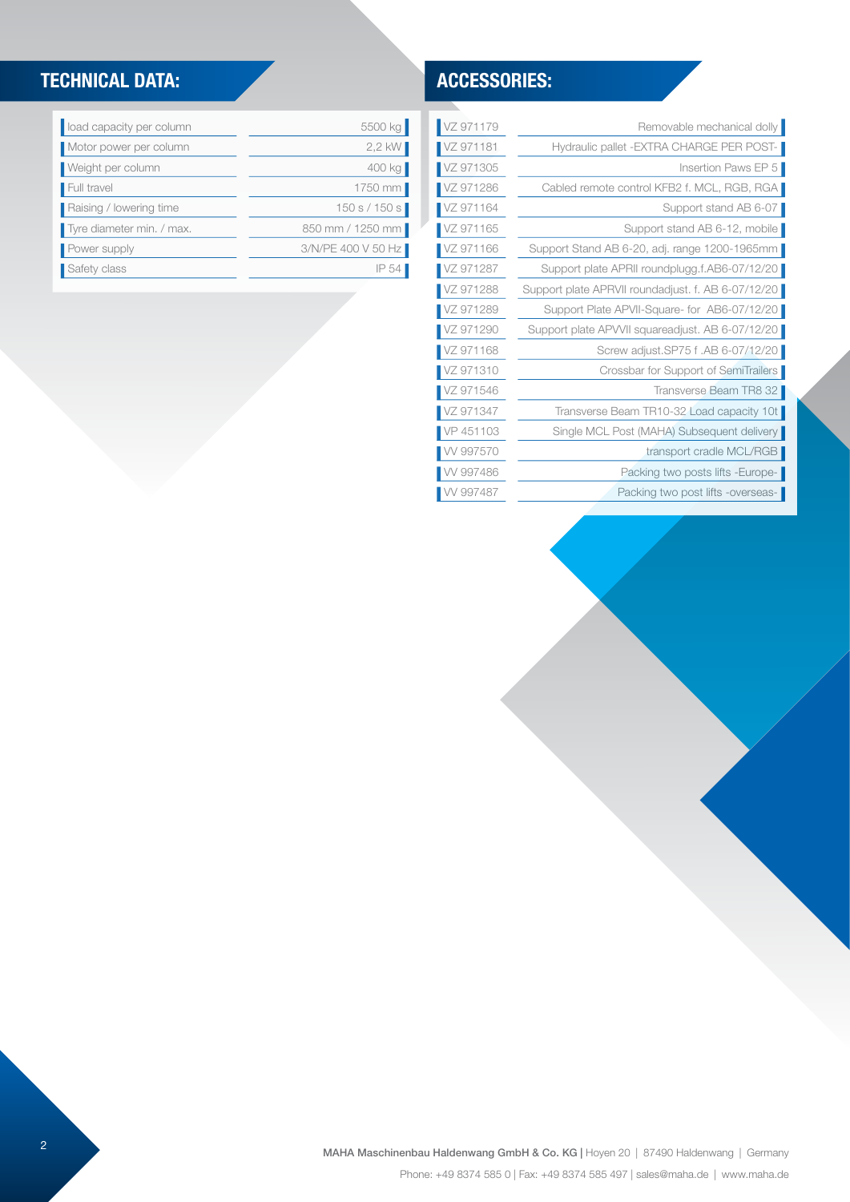## TECHNICAL DATA:

| | |
|---|---|
| load capacity per column | 5500 kg |
| Motor power per column | 2,2 kW |
| Weight per column | 400 kg |
| Full travel | 1750 mm |
| Raising / lowering time | 150 s / 150 s |
| Tyre diameter min. / max. | 850 mm / 1250 mm |
| Power supply | 3/N/PE 400 V 50 Hz |
| Safety class | IP 54 |

## ACCESSORIES:

| | |
|---|---|
| VZ 971179 | Removable mechanical dolly |
| VZ 971181 | Hydraulic pallet -EXTRA CHARGE PER POST- |
| VZ 971305 | Insertion Paws EP 5 |
| VZ 971286 | Cabled remote control KFB2 f. MCL, RGB, RGA |
| VZ 971164 | Support stand AB 6-07 |
| VZ 971165 | Support stand AB 6-12, mobile |
| VZ 971166 | Support Stand AB 6-20, adj. range 1200-1965mm |
| VZ 971287 | Support plate APRII roundplugg.f.AB6-07/12/20 |
| VZ 971288 | Support plate APRVII roundadjust. f. AB 6-07/12/20 |
| VZ 971289 | Support Plate APVII-Square- for AB6-07/12/20 |
| VZ 971290 | Support plate APVVII squareadjust. AB 6-07/12/20 |
| VZ 971168 | Screw adjust.SP75 f .AB 6-07/12/20 |
| VZ 971310 | Crossbar for Support of SemiTrailers |
| VZ 971546 | Transverse Beam TR8 32 |
| VZ 971347 | Transverse Beam TR10-32 Load capacity 10t |
| VP 451103 | Single MCL Post (MAHA) Subsequent delivery |
| VV 997570 | transport cradle MCL/RGB |
| VV 997486 | Packing two posts lifts -Europe- |
| VV 997487 | Packing two post lifts -overseas- |

**MAHA Maschinenbau Haldenwang GmbH & Co. KG** | Hoyen 20 | 87490 Haldenwang | Germany

Phone: +49 8374 585 0 | Fax: +49 8374 585 497 | sales@maha.de | www.maha.de